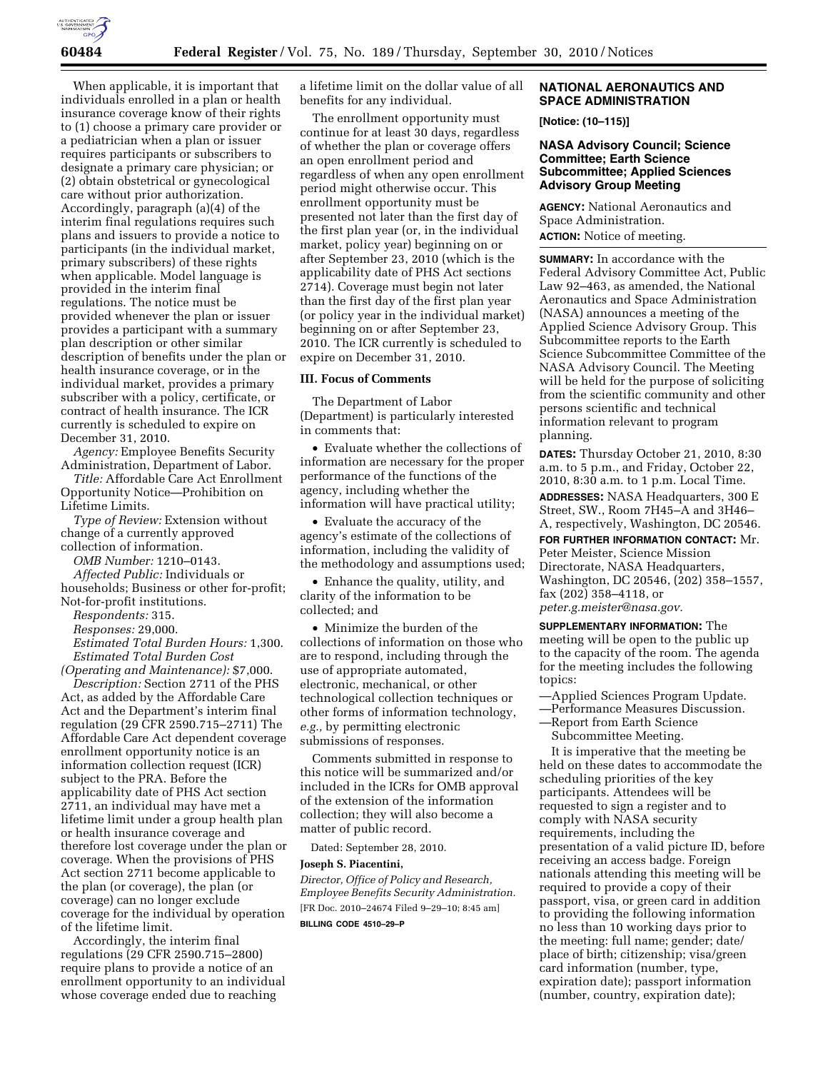When applicable, it is important that individuals enrolled in a plan or health insurance coverage know of their rights to (1) choose a primary care provider or a pediatrician when a plan or issuer requires participants or subscribers to designate a primary care physician; or (2) obtain obstetrical or gynecological care without prior authorization. Accordingly, paragraph (a)(4) of the interim final regulations requires such plans and issuers to provide a notice to participants (in the individual market, primary subscribers) of these rights when applicable. Model language is provided in the interim final regulations. The notice must be provided whenever the plan or issuer provides a participant with a summary plan description or other similar description of benefits under the plan or health insurance coverage, or in the individual market, provides a primary subscriber with a policy, certificate, or contract of health insurance. The ICR currently is scheduled to expire on December 31, 2010.

*Agency:* Employee Benefits Security Administration, Department of Labor.

*Title:* Affordable Care Act Enrollment Opportunity Notice—Prohibition on Lifetime Limits.

*Type of Review:* Extension without change of a currently approved collection of information.

*OMB Number:* 1210–0143.

*Affected Public:* Individuals or households; Business or other for-profit; Not-for-profit institutions.

*Respondents:* 315.

*Responses:* 29,000.

*Estimated Total Burden Hours:* 1,300.

*Estimated Total Burden Cost (Operating and Maintenance):* $7,000.

*Description:* Section 2711 of the PHS Act, as added by the Affordable Care Act and the Department's interim final regulation (29 CFR 2590.715–2711) The Affordable Care Act dependent coverage enrollment opportunity notice is an information collection request (ICR) subject to the PRA. Before the applicability date of PHS Act section 2711, an individual may have met a lifetime limit under a group health plan or health insurance coverage and therefore lost coverage under the plan or coverage. When the provisions of PHS Act section 2711 become applicable to the plan (or coverage), the plan (or coverage) can no longer exclude coverage for the individual by operation of the lifetime limit.

Accordingly, the interim final regulations (29 CFR 2590.715–2800) require plans to provide a notice of an enrollment opportunity to an individual whose coverage ended due to reaching a lifetime limit on the dollar value of all benefits for any individual.

The enrollment opportunity must continue for at least 30 days, regardless of whether the plan or coverage offers an open enrollment period and regardless of when any open enrollment period might otherwise occur. This enrollment opportunity must be presented not later than the first day of the first plan year (or, in the individual market, policy year) beginning on or after September 23, 2010 (which is the applicability date of PHS Act sections 2714). Coverage must begin not later than the first day of the first plan year (or policy year in the individual market) beginning on or after September 23, 2010. The ICR currently is scheduled to expire on December 31, 2010.

## III. Focus of Comments

The Department of Labor (Department) is particularly interested in comments that:

- Evaluate whether the collections of information are necessary for the proper performance of the functions of the agency, including whether the information will have practical utility;
- Evaluate the accuracy of the agency's estimate of the collections of information, including the validity of the methodology and assumptions used;
- Enhance the quality, utility, and clarity of the information to be collected; and
- Minimize the burden of the collections of information on those who are to respond, including through the use of appropriate automated, electronic, mechanical, or other technological collection techniques or other forms of information technology, *e.g.,* by permitting electronic submissions of responses.

Comments submitted in response to this notice will be summarized and/or included in the ICRs for OMB approval of the extension of the information collection; they will also become a matter of public record.

Dated: September 28, 2010.

**Joseph S. Piacentini,**

*Director, Office of Policy and Research, Employee Benefits Security Administration.*

[FR Doc. 2010–24674 Filed 9–29–10; 8:45 am]

**BILLING CODE 4510–29–P**

## NATIONAL AERONAUTICS AND SPACE ADMINISTRATION

**[Notice: (10–115)]**

### NASA Advisory Council; Science Committee; Earth Science Subcommittee; Applied Sciences Advisory Group Meeting

**AGENCY:** National Aeronautics and Space Administration.

**ACTION:** Notice of meeting.

**SUMMARY:** In accordance with the Federal Advisory Committee Act, Public Law 92–463, as amended, the National Aeronautics and Space Administration (NASA) announces a meeting of the Applied Science Advisory Group. This Subcommittee reports to the Earth Science Subcommittee Committee of the NASA Advisory Council. The Meeting will be held for the purpose of soliciting from the scientific community and other persons scientific and technical information relevant to program planning.

**DATES:** Thursday October 21, 2010, 8:30 a.m. to 5 p.m., and Friday, October 22, 2010, 8:30 a.m. to 1 p.m. Local Time.

**ADDRESSES:** NASA Headquarters, 300 E Street, SW., Room 7H45–A and 3H46–A, respectively, Washington, DC 20546.

**FOR FURTHER INFORMATION CONTACT:** Mr. Peter Meister, Science Mission Directorate, NASA Headquarters, Washington, DC 20546, (202) 358–1557, fax (202) 358–4118, or *peter.g.meister@nasa.gov.*

**SUPPLEMENTARY INFORMATION:** The meeting will be open to the public up to the capacity of the room. The agenda for the meeting includes the following topics:

—Applied Sciences Program Update.
—Performance Measures Discussion.
—Report from Earth Science Subcommittee Meeting.

It is imperative that the meeting be held on these dates to accommodate the scheduling priorities of the key participants. Attendees will be requested to sign a register and to comply with NASA security requirements, including the presentation of a valid picture ID, before receiving an access badge. Foreign nationals attending this meeting will be required to provide a copy of their passport, visa, or green card in addition to providing the following information no less than 10 working days prior to the meeting: full name; gender; date/place of birth; citizenship; visa/green card information (number, type, expiration date); passport information (number, country, expiration date);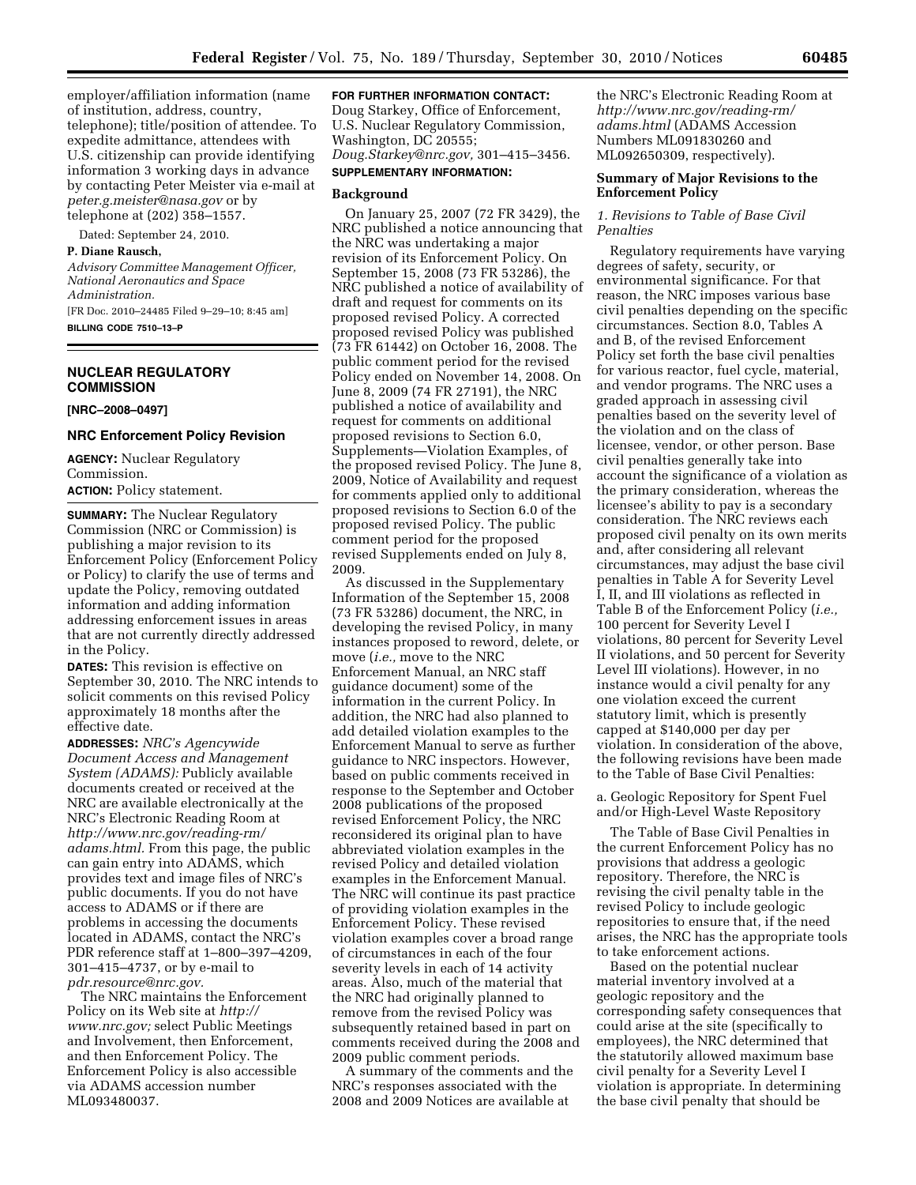employer/affiliation information (name of institution, address, country, telephone); title/position of attendee. To expedite admittance, attendees with U.S. citizenship can provide identifying information 3 working days in advance by contacting Peter Meister via e-mail at *peter.g.meister@nasa.gov* or by telephone at (202) 358–1557.

Dated: September 24, 2010.

**P. Diane Rausch,**

*Advisory Committee Management Officer, National Aeronautics and Space Administration.*

[FR Doc. 2010–24485 Filed 9–29–10; 8:45 am]

**BILLING CODE 7510–13–P**

## NUCLEAR REGULATORY COMMISSION

**[NRC–2008–0497]**

### NRC Enforcement Policy Revision

**AGENCY:** Nuclear Regulatory Commission.

**ACTION:** Policy statement.

**SUMMARY:** The Nuclear Regulatory Commission (NRC or Commission) is publishing a major revision to its Enforcement Policy (Enforcement Policy or Policy) to clarify the use of terms and update the Policy, removing outdated information and adding information addressing enforcement issues in areas that are not currently directly addressed in the Policy.

**DATES:** This revision is effective on September 30, 2010. The NRC intends to solicit comments on this revised Policy approximately 18 months after the effective date.

**ADDRESSES:** *NRC's Agencywide Document Access and Management System (ADAMS):* Publicly available documents created or received at the NRC are available electronically at the NRC's Electronic Reading Room at *http://www.nrc.gov/reading-rm/adams.html.* From this page, the public can gain entry into ADAMS, which provides text and image files of NRC's public documents. If you do not have access to ADAMS or if there are problems in accessing the documents located in ADAMS, contact the NRC's PDR reference staff at 1–800–397–4209, 301–415–4737, or by e-mail to *pdr.resource@nrc.gov.*

The NRC maintains the Enforcement Policy on its Web site at *http://www.nrc.gov;* select Public Meetings and Involvement, then Enforcement, and then Enforcement Policy. The Enforcement Policy is also accessible via ADAMS accession number ML093480037.

**FOR FURTHER INFORMATION CONTACT:** Doug Starkey, Office of Enforcement, U.S. Nuclear Regulatory Commission, Washington, DC 20555; *Doug.Starkey@nrc.gov,* 301–415–3456.

**SUPPLEMENTARY INFORMATION:**

#### Background

On January 25, 2007 (72 FR 3429), the NRC published a notice announcing that the NRC was undertaking a major revision of its Enforcement Policy. On September 15, 2008 (73 FR 53286), the NRC published a notice of availability of draft and request for comments on its proposed revised Policy. A corrected proposed revised Policy was published (73 FR 61442) on October 16, 2008. The public comment period for the revised Policy ended on November 14, 2008. On June 8, 2009 (74 FR 27191), the NRC published a notice of availability and request for comments on additional proposed revisions to Section 6.0, Supplements—Violation Examples, of the proposed revised Policy. The June 8, 2009, Notice of Availability and request for comments applied only to additional proposed revisions to Section 6.0 of the proposed revised Policy. The public comment period for the proposed revised Supplements ended on July 8, 2009.

As discussed in the Supplementary Information of the September 15, 2008 (73 FR 53286) document, the NRC, in developing the revised Policy, in many instances proposed to reword, delete, or move (*i.e.,* move to the NRC Enforcement Manual, an NRC staff guidance document) some of the information in the current Policy. In addition, the NRC had also planned to add detailed violation examples to the Enforcement Manual to serve as further guidance to NRC inspectors. However, based on public comments received in response to the September and October 2008 publications of the proposed revised Enforcement Policy, the NRC reconsidered its original plan to have abbreviated violation examples in the revised Policy and detailed violation examples in the Enforcement Manual. The NRC will continue its past practice of providing violation examples in the Enforcement Policy. These revised violation examples cover a broad range of circumstances in each of the four severity levels in each of 14 activity areas. Also, much of the material that the NRC had originally planned to remove from the revised Policy was subsequently retained based in part on comments received during the 2008 and 2009 public comment periods.

A summary of the comments and the NRC's responses associated with the 2008 and 2009 Notices are available at the NRC's Electronic Reading Room at *http://www.nrc.gov/reading-rm/adams.html* (ADAMS Accession Numbers ML091830260 and ML092650309, respectively).

#### Summary of Major Revisions to the Enforcement Policy

*1. Revisions to Table of Base Civil Penalties*

Regulatory requirements have varying degrees of safety, security, or environmental significance. For that reason, the NRC imposes various base civil penalties depending on the specific circumstances. Section 8.0, Tables A and B, of the revised Enforcement Policy set forth the base civil penalties for various reactor, fuel cycle, material, and vendor programs. The NRC uses a graded approach in assessing civil penalties based on the severity level of the violation and on the class of licensee, vendor, or other person. Base civil penalties generally take into account the significance of a violation as the primary consideration, whereas the licensee's ability to pay is a secondary consideration. The NRC reviews each proposed civil penalty on its own merits and, after considering all relevant circumstances, may adjust the base civil penalties in Table A for Severity Level I, II, and III violations as reflected in Table B of the Enforcement Policy (*i.e.,* 100 percent for Severity Level I violations, 80 percent for Severity Level II violations, and 50 percent for Severity Level III violations). However, in no instance would a civil penalty for any one violation exceed the current statutory limit, which is presently capped at $140,000 per day per violation. In consideration of the above, the following revisions have been made to the Table of Base Civil Penalties:

a. Geologic Repository for Spent Fuel and/or High-Level Waste Repository

The Table of Base Civil Penalties in the current Enforcement Policy has no provisions that address a geologic repository. Therefore, the NRC is revising the civil penalty table in the revised Policy to include geologic repositories to ensure that, if the need arises, the NRC has the appropriate tools to take enforcement actions.

Based on the potential nuclear material inventory involved at a geologic repository and the corresponding safety consequences that could arise at the site (specifically to employees), the NRC determined that the statutorily allowed maximum base civil penalty for a Severity Level I violation is appropriate. In determining the base civil penalty that should be